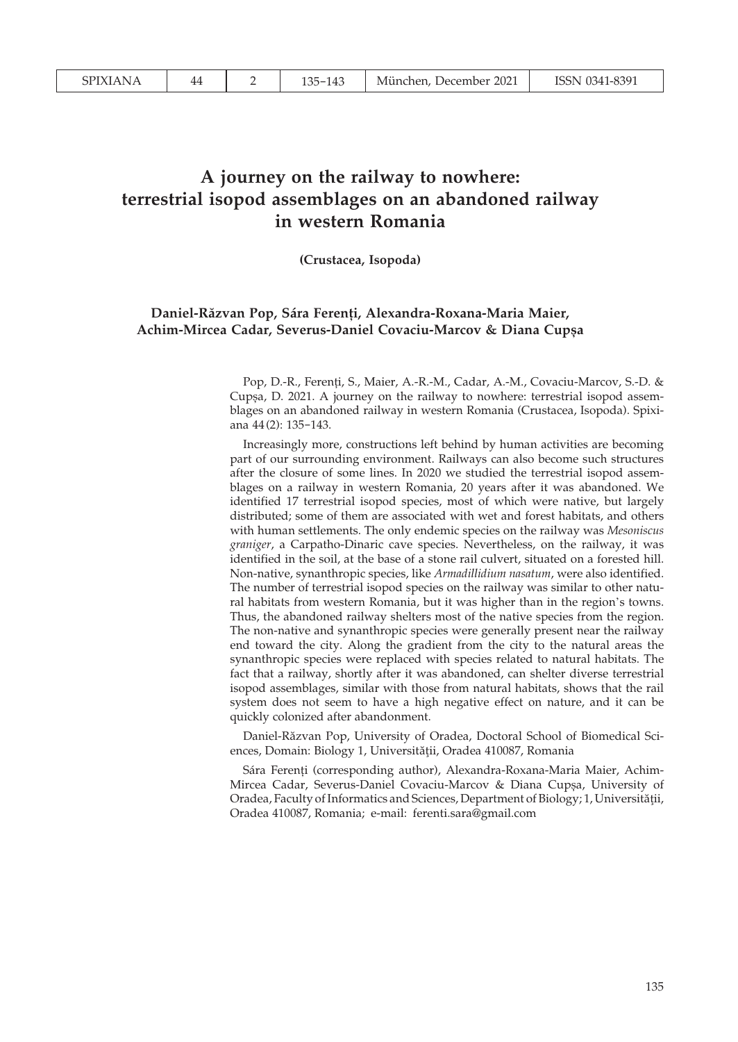# A journey on the railway to nowhere: terrestrial isopod assemblages on an abandoned railway in western Romania

**(Crustacea, Isopoda)**

**Daniel-Răzvan Pop, Sára Ferenți, Alexandra-Roxana-Maria Maier, Achim-Mircea Cadar, Severus-Daniel Covaciu-Marcov & Diana Cupșa**

Pop, D.-R., Ferenți, S., Maier, A.-R.-M., Cadar, A.-M., Covaciu-Marcov, S.-D. & Cupșa, D. 2021. A journey on the railway to nowhere: terrestrial isopod assemblages on an abandoned railway in western Romania (Crustacea, Isopoda). Spixiana 44(2): 135–143.

Increasingly more, constructions left behind by human activities are becoming part of our surrounding environment. Railways can also become such structures after the closure of some lines. In 2020 we studied the terrestrial isopod assemblages on a railway in western Romania, 20 years after it was abandoned. We identified 17 terrestrial isopod species, most of which were native, but largely distributed; some of them are associated with wet and forest habitats, and others with human settlements. The only endemic species on the railway was *Mesoniscus graniger*, a Carpatho-Dinaric cave species. Nevertheless, on the railway, it was identified in the soil, at the base of a stone rail culvert, situated on a forested hill. Non-native, synanthropic species, like *Armadillidium nasatum*, were also identified. The number of terrestrial isopod species on the railway was similar to other natural habitats from western Romania, but it was higher than in the region's towns. Thus, the abandoned railway shelters most of the native species from the region. The non-native and synanthropic species were generally present near the railway end toward the city. Along the gradient from the city to the natural areas the synanthropic species were replaced with species related to natural habitats. The fact that a railway, shortly after it was abandoned, can shelter diverse terrestrial isopod assemblages, similar with those from natural habitats, shows that the rail system does not seem to have a high negative effect on nature, and it can be quickly colonized after abandonment.

Daniel-Răzvan Pop, University of Oradea, Doctoral School of Biomedical Sciences, Domain: Biology 1, Universității, Oradea 410087, Romania

Sára Ferenți (corresponding author), Alexandra-Roxana-Maria Maier, Achim-Mircea Cadar, Severus-Daniel Covaciu-Marcov & Diana Cupșa, University of Oradea, Faculty of Informatics and Sciences, Department of Biology; 1, Universității, Oradea 410087, Romania; e-mail: ferenti.sara@gmail.com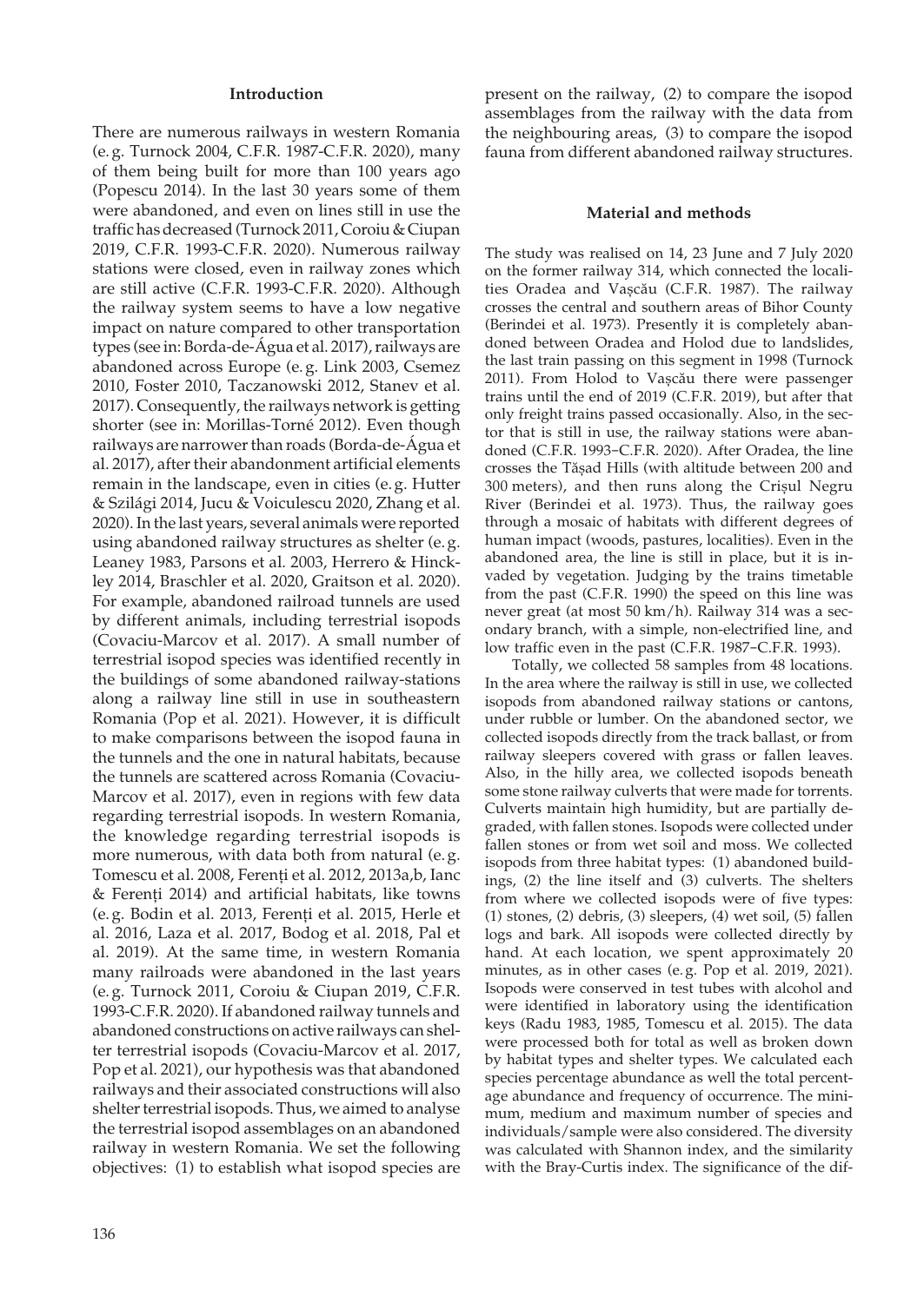## Introduction

There are numerous railways in western Romania (e.g. Turnock 2004, C.F.R. 1987-C.F.R. 2020), many of them being built for more than 100 years ago (Popescu 2014). In the last 30 years some of them were abandoned, and even on lines still in use the traffic has decreased (Turnock 2011, Coroiu & Ciupan 2019, C.F.R. 1993-C.F.R. 2020). Numerous railway stations were closed, even in railway zones which are still active (C.F.R. 1993-C.F.R. 2020). Although the railway system seems to have a low negative impact on nature compared to other transportation types (see in: Borda-de-Água et al. 2017), railways are abandoned across Europe (e.g. Link 2003, Csemez 2010, Foster 2010, Taczanowski 2012, Stanev et al. 2017). Consequently, the railways network is getting shorter (see in: Morillas-Torné 2012). Even though railways are narrower than roads (Borda-de-Água et al. 2017), after their abandonment artificial elements remain in the landscape, even in cities (e.g. Hutter & Szilági 2014, Jucu & Voiculescu 2020, Zhang et al. 2020). In the last years, several animals were reported using abandoned railway structures as shelter (e.g. Leaney 1983, Parsons et al. 2003, Herrero & Hinckley 2014, Braschler et al. 2020, Graitson et al. 2020). For example, abandoned railroad tunnels are used by different animals, including terrestrial isopods (Covaciu-Marcov et al. 2017). A small number of terrestrial isopod species was identified recently in the buildings of some abandoned railway-stations along a railway line still in use in southeastern Romania (Pop et al. 2021). However, it is difficult to make comparisons between the isopod fauna in the tunnels and the one in natural habitats, because the tunnels are scattered across Romania (Covaciu-Marcov et al. 2017), even in regions with few data regarding terrestrial isopods. In western Romania, the knowledge regarding terrestrial isopods is more numerous, with data both from natural (e.g. Tomescu et al. 2008, Ferenți et al. 2012, 2013a,b, Ianc & Ferenți 2014) and artificial habitats, like towns (e.g. Bodin et al. 2013, Ferenți et al. 2015, Herle et al. 2016, Laza et al. 2017, Bodog et al. 2018, Pal et al. 2019). At the same time, in western Romania many railroads were abandoned in the last years (e.g. Turnock 2011, Coroiu & Ciupan 2019, C.F.R. 1993-C.F.R. 2020). If abandoned railway tunnels and abandoned constructions on active railways can shelter terrestrial isopods (Covaciu-Marcov et al. 2017, Pop et al. 2021), our hypothesis was that abandoned railways and their associated constructions will also shelter terrestrial isopods. Thus, we aimed to analyse the terrestrial isopod assemblages on an abandoned railway in western Romania. We set the following objectives: (1) to establish what isopod species are present on the railway, (2) to compare the isopod assemblages from the railway with the data from the neighbouring areas, (3) to compare the isopod fauna from different abandoned railway structures.

## Material and methods

The study was realised on 14, 23 June and 7 July 2020 on the former railway 314, which connected the localities Oradea and Vașcău (C.F.R. 1987). The railway crosses the central and southern areas of Bihor County (Berindei et al. 1973). Presently it is completely abandoned between Oradea and Holod due to landslides, the last train passing on this segment in 1998 (Turnock 2011). From Holod to Vașcău there were passenger trains until the end of 2019 (C.F.R. 2019), but after that only freight trains passed occasionally. Also, in the sector that is still in use, the railway stations were abandoned (C.F.R. 1993–C.F.R. 2020). After Oradea, the line crosses the Tășad Hills (with altitude between 200 and 300 meters), and then runs along the Crișul Negru River (Berindei et al. 1973). Thus, the railway goes through a mosaic of habitats with different degrees of human impact (woods, pastures, localities). Even in the abandoned area, the line is still in place, but it is invaded by vegetation. Judging by the trains timetable from the past (C.F.R. 1990) the speed on this line was never great (at most 50 km/h). Railway 314 was a secondary branch, with a simple, non-electrified line, and low traffic even in the past (C.F.R. 1987–C.F.R. 1993).

Totally, we collected 58 samples from 48 locations. In the area where the railway is still in use, we collected isopods from abandoned railway stations or cantons, under rubble or lumber. On the abandoned sector, we collected isopods directly from the track ballast, or from railway sleepers covered with grass or fallen leaves. Also, in the hilly area, we collected isopods beneath some stone railway culverts that were made for torrents. Culverts maintain high humidity, but are partially degraded, with fallen stones. Isopods were collected under fallen stones or from wet soil and moss. We collected isopods from three habitat types: (1) abandoned buildings, (2) the line itself and (3) culverts. The shelters from where we collected isopods were of five types: (1) stones, (2) debris, (3) sleepers, (4) wet soil, (5) fallen logs and bark. All isopods were collected directly by hand. At each location, we spent approximately 20 minutes, as in other cases (e.g. Pop et al. 2019, 2021). Isopods were conserved in test tubes with alcohol and were identified in laboratory using the identification keys (Radu 1983, 1985, Tomescu et al. 2015). The data were processed both for total as well as broken down by habitat types and shelter types. We calculated each species percentage abundance as well the total percentage abundance and frequency of occurrence. The minimum, medium and maximum number of species and individuals/sample were also considered. The diversity was calculated with Shannon index, and the similarity with the Bray-Curtis index. The significance of the dif-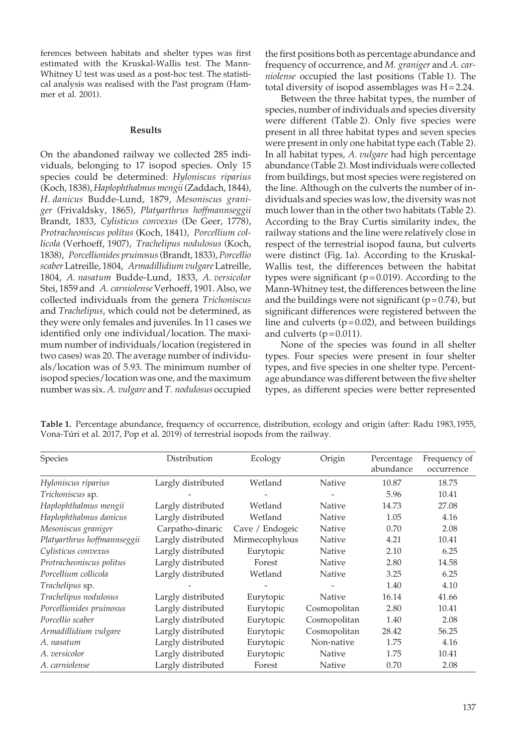ferences between habitats and shelter types was first estimated with the Kruskal-Wallis test. The Mann-Whitney U test was used as a post-hoc test. The statistical analysis was realised with the Past program (Hammer et al. 2001).

## Results

On the abandoned railway we collected 285 individuals, belonging to 17 isopod species. Only 15 species could be determined: *Hyloniscus riparius* (Koch, 1838), *Haplophthalmus mengii* (Zaddach, 1844), *H. danicus* Budde-Lund, 1879, *Mesoniscus graniger* (Frivaldsky, 1865), *Platyarthrus hoffmannseggii* Brandt, 1833, *Cylisticus convexus* (De Geer, 1778), *Protracheoniscus politus* (Koch, 1841), *Porcellium collicola* (Verhoeff, 1907), *Trachelipus nodulosus* (Koch, 1838), *Porcellionides pruinosus* (Brandt, 1833), *Porcellio scaber* Latreille, 1804, *Armadillidium vulgare* Latreille, 1804, *A. nasatum* Budde-Lund, 1833, *A. versicolor* Stei, 1859 and *A. carniolense* Verhoeff, 1901. Also, we collected individuals from the genera *Trichoniscus* and *Trachelipus*, which could not be determined, as they were only females and juveniles. In 11 cases we identified only one individual/location. The maximum number of individuals/location (registered in two cases) was 20. The average number of individuals/location was of 5.93. The minimum number of isopod species/location was one, and the maximum number was six. *A. vulgare* and *T. nodulosus* occupied the first positions both as percentage abundance and frequency of occurrence, and *M. graniger* and *A. carniolense* occupied the last positions (Table 1). The total diversity of isopod assemblages was H = 2.24.

Between the three habitat types, the number of species, number of individuals and species diversity were different (Table 2). Only five species were present in all three habitat types and seven species were present in only one habitat type each (Table 2). In all habitat types, *A. vulgare* had high percentage abundance (Table 2). Most individuals were collected from buildings, but most species were registered on the line. Although on the culverts the number of individuals and species was low, the diversity was not much lower than in the other two habitats (Table 2). According to the Bray Curtis similarity index, the railway stations and the line were relatively close in respect of the terrestrial isopod fauna, but culverts were distinct (Fig. 1a). According to the Kruskal-Wallis test, the differences between the habitat types were significant ($p = 0.019$). According to the Mann-Whitney test, the differences between the line and the buildings were not significant ($p = 0.74$), but significant differences were registered between the line and culverts ($p = 0.02$), and between buildings and culverts ($p = 0.011$).

None of the species was found in all shelter types. Four species were present in four shelter types, and five species in one shelter type. Percentage abundance was different between the five shelter types, as different species were better represented

**Table 1.** Percentage abundance, frequency of occurrence, distribution, ecology and origin (after: Radu 1983, 1955, Vona-Túri et al. 2017, Pop et al. 2019) of terrestrial isopods from the railway.

| Species | Distribution | Ecology | Origin | Percentage abundance | Frequency of occurrence |
|---|---|---|---|---|---|
| *Hyloniscus riparius* | Largly distributed | Wetland | Native | 10.87 | 18.75 |
| *Trichoniscus* sp. | - | - | - | 5.96 | 10.41 |
| *Haplophthalmus mengii* | Largly distributed | Wetland | Native | 14.73 | 27.08 |
| *Haplophthalmus danicus* | Largly distributed | Wetland | Native | 1.05 | 4.16 |
| *Mesoniscus graniger* | Carpatho-dinaric | Cave / Endogeic | Native | 0.70 | 2.08 |
| *Platyarthrus hoffmannseggii* | Largly distributed | Mirmecophylous | Native | 4.21 | 10.41 |
| *Cylisticus convexus* | Largly distributed | Eurytopic | Native | 2.10 | 6.25 |
| *Protracheoniscus politus* | Largly distributed | Forest | Native | 2.80 | 14.58 |
| *Porcellium collicola* | Largly distributed | Wetland | Native | 3.25 | 6.25 |
| *Trachelipus* sp. | - | - | - | 1.40 | 4.10 |
| *Trachelipus nodulosus* | Largly distributed | Eurytopic | Native | 16.14 | 41.66 |
| *Porcellionides pruinosus* | Largly distributed | Eurytopic | Cosmopolitan | 2.80 | 10.41 |
| *Porcellio scaber* | Largly distributed | Eurytopic | Cosmopolitan | 1.40 | 2.08 |
| *Armadillidium vulgare* | Largly distributed | Eurytopic | Cosmopolitan | 28.42 | 56.25 |
| *A. nasatum* | Largly distributed | Eurytopic | Non-native | 1.75 | 4.16 |
| *A. versicolor* | Largly distributed | Eurytopic | Native | 1.75 | 10.41 |
| *A. carniolense* | Largly distributed | Forest | Native | 0.70 | 2.08 |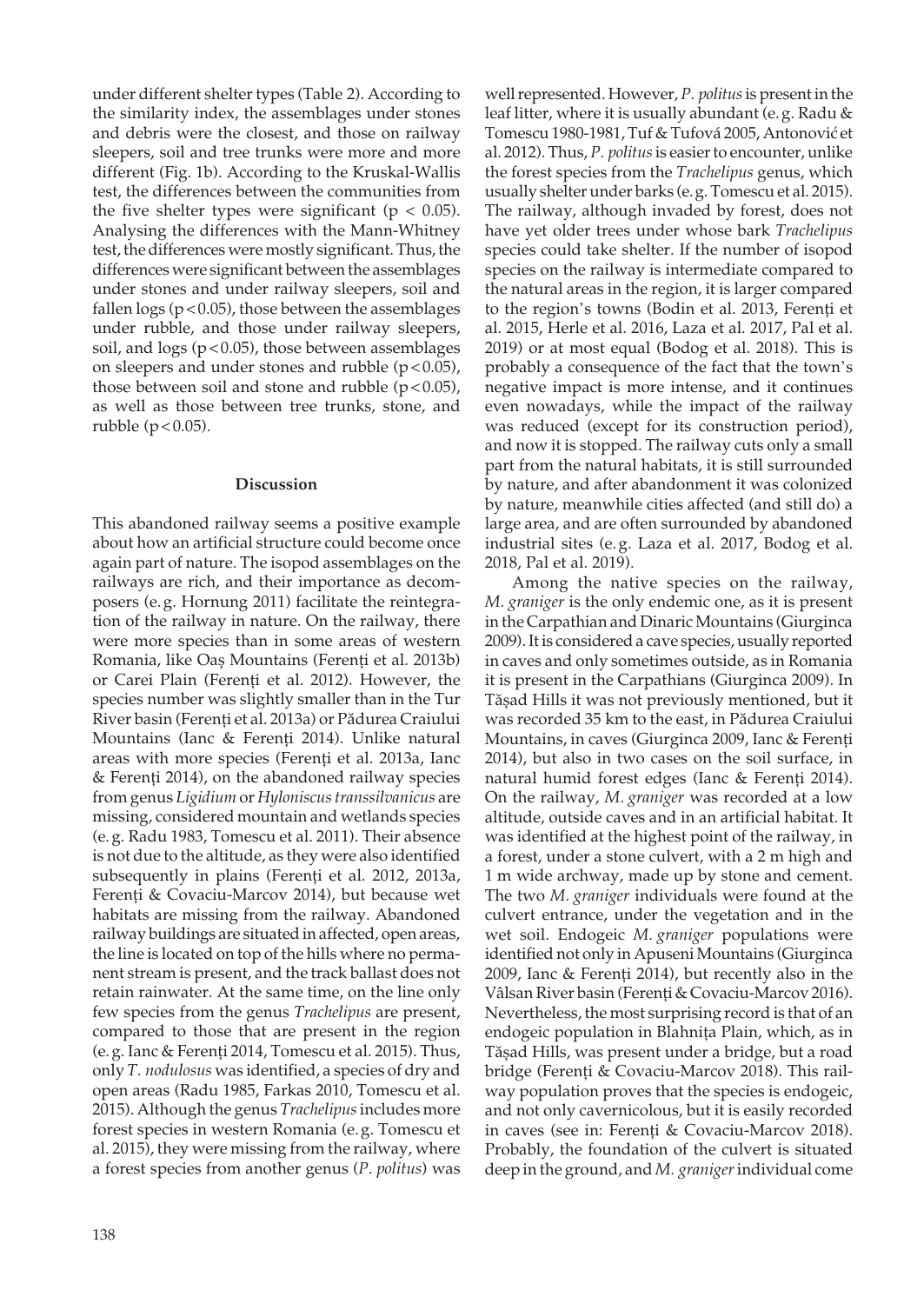under different shelter types (Table 2). According to the similarity index, the assemblages under stones and debris were the closest, and those on railway sleepers, soil and tree trunks were more and more different (Fig. 1b). According to the Kruskal-Wallis test, the differences between the communities from the five shelter types were significant ($p < 0.05$). Analysing the differences with the Mann-Whitney test, the differences were mostly significant. Thus, the differences were significant between the assemblages under stones and under railway sleepers, soil and fallen logs ($p < 0.05$), those between the assemblages under rubble, and those under railway sleepers, soil, and logs ($p < 0.05$), those between assemblages on sleepers and under stones and rubble ($p < 0.05$), those between soil and stone and rubble ($p < 0.05$), as well as those between tree trunks, stone, and rubble ($p < 0.05$).

## Discussion

This abandoned railway seems a positive example about how an artificial structure could become once again part of nature. The isopod assemblages on the railways are rich, and their importance as decomposers (e. g. Hornung 2011) facilitate the reintegration of the railway in nature. On the railway, there were more species than in some areas of western Romania, like Oaș Mountains (Ferenți et al. 2013b) or Carei Plain (Ferenți et al. 2012). However, the species number was slightly smaller than in the Tur River basin (Ferenți et al. 2013a) or Pădurea Craiului Mountains (Ianc & Ferenți 2014). Unlike natural areas with more species (Ferenți et al. 2013a, Ianc & Ferenți 2014), on the abandoned railway species from genus *Ligidium* or *Hyloniscus transsilvanicus* are missing, considered mountain and wetlands species (e. g. Radu 1983, Tomescu et al. 2011). Their absence is not due to the altitude, as they were also identified subsequently in plains (Ferenți et al. 2012, 2013a, Ferenți & Covaciu-Marcov 2014), but because wet habitats are missing from the railway. Abandoned railway buildings are situated in affected, open areas, the line is located on top of the hills where no permanent stream is present, and the track ballast does not retain rainwater. At the same time, on the line only few species from the genus *Trachelipus* are present, compared to those that are present in the region (e. g. Ianc & Ferenți 2014, Tomescu et al. 2015). Thus, only *T. nodulosus* was identified, a species of dry and open areas (Radu 1985, Farkas 2010, Tomescu et al. 2015). Although the genus *Trachelipus* includes more forest species in western Romania (e. g. Tomescu et al. 2015), they were missing from the railway, where a forest species from another genus (*P. politus*) was well represented. However, *P. politus* is present in the leaf litter, where it is usually abundant (e. g. Radu & Tomescu 1980-1981, Tuf & Tufová 2005, Antonović et al. 2012). Thus, *P. politus* is easier to encounter, unlike the forest species from the *Trachelipus* genus, which usually shelter under barks (e. g. Tomescu et al. 2015). The railway, although invaded by forest, does not have yet older trees under whose bark *Trachelipus* species could take shelter. If the number of isopod species on the railway is intermediate compared to the natural areas in the region, it is larger compared to the region's towns (Bodin et al. 2013, Ferenți et al. 2015, Herle et al. 2016, Laza et al. 2017, Pal et al. 2019) or at most equal (Bodog et al. 2018). This is probably a consequence of the fact that the town's negative impact is more intense, and it continues even nowadays, while the impact of the railway was reduced (except for its construction period), and now it is stopped. The railway cuts only a small part from the natural habitats, it is still surrounded by nature, and after abandonment it was colonized by nature, meanwhile cities affected (and still do) a large area, and are often surrounded by abandoned industrial sites (e. g. Laza et al. 2017, Bodog et al. 2018, Pal et al. 2019).

Among the native species on the railway, *M. graniger* is the only endemic one, as it is present in the Carpathian and Dinaric Mountains (Giurginca 2009). It is considered a cave species, usually reported in caves and only sometimes outside, as in Romania it is present in the Carpathians (Giurginca 2009). In Tășad Hills it was not previously mentioned, but it was recorded 35 km to the east, in Pădurea Craiului Mountains, in caves (Giurginca 2009, Ianc & Ferenți 2014), but also in two cases on the soil surface, in natural humid forest edges (Ianc & Ferenți 2014). On the railway, *M. graniger* was recorded at a low altitude, outside caves and in an artificial habitat. It was identified at the highest point of the railway, in a forest, under a stone culvert, with a 2 m high and 1 m wide archway, made up by stone and cement. The two *M. graniger* individuals were found at the culvert entrance, under the vegetation and in the wet soil. Endogeic *M. graniger* populations were identified not only in Apuseni Mountains (Giurginca 2009, Ianc & Ferenți 2014), but recently also in the Vâlsan River basin (Ferenți & Covaciu-Marcov 2016). Nevertheless, the most surprising record is that of an endogeic population in Blahnița Plain, which, as in Tășad Hills, was present under a bridge, but a road bridge (Ferenți & Covaciu-Marcov 2018). This railway population proves that the species is endogeic, and not only cavernicolous, but it is easily recorded in caves (see in: Ferenți & Covaciu-Marcov 2018). Probably, the foundation of the culvert is situated deep in the ground, and *M. graniger* individual come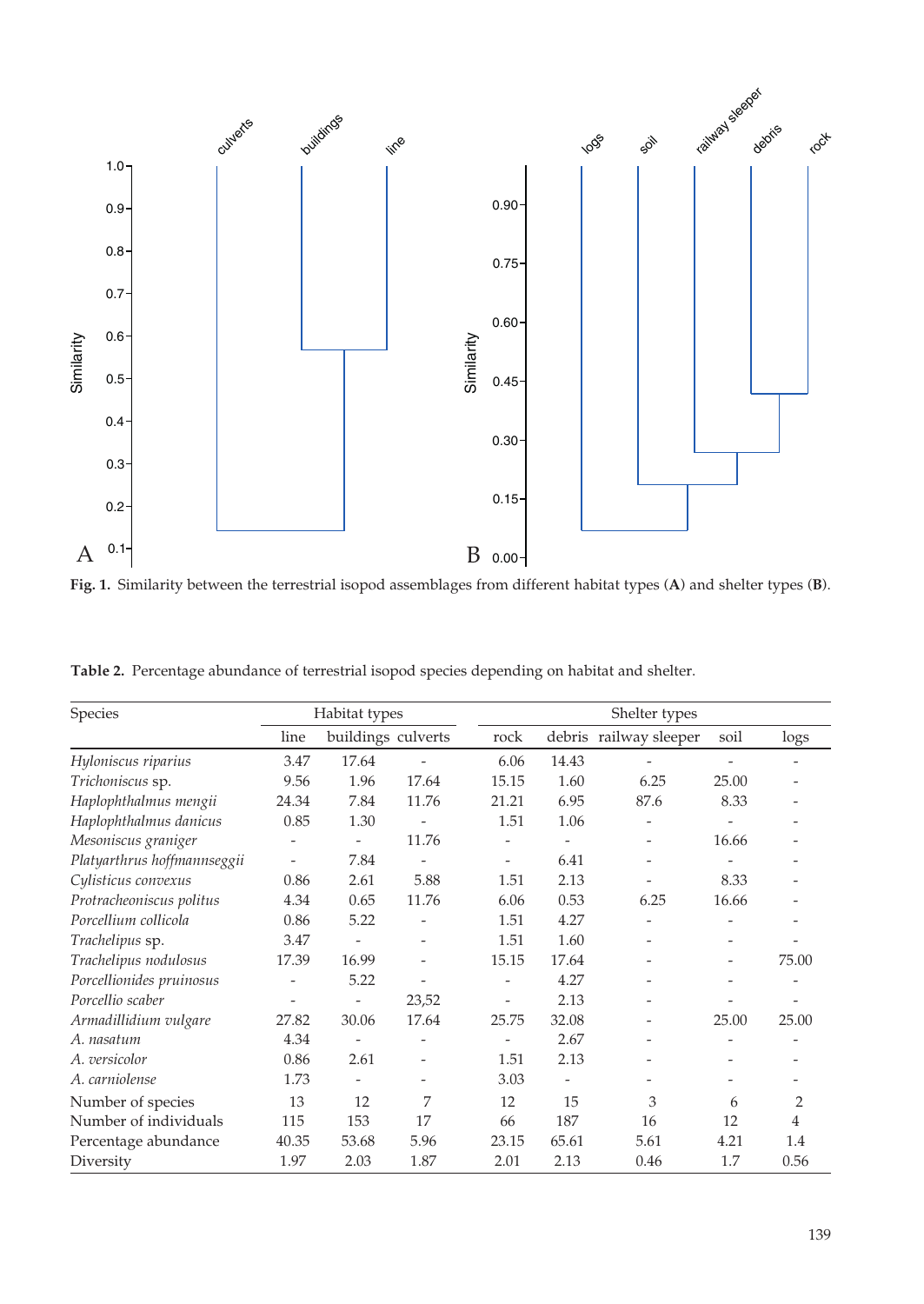**Fig. 1.** Similarity between the terrestrial isopod assemblages from different habitat types (**A**) and shelter types (**B**).

**Table 2.** Percentage abundance of terrestrial isopod species depending on habitat and shelter.

| Species | Habitat types | | | Shelter types | | | | |
|---|---|---|---|---|---|---|---|---|
| | line | buildings | culverts | rock | debris | railway sleeper | soil | logs |
| *Hyloniscus riparius* | 3.47 | 17.64 | - | 6.06 | 14.43 | - | - | - |
| *Trichoniscus* sp. | 9.56 | 1.96 | 17.64 | 15.15 | 1.60 | 6.25 | 25.00 | - |
| *Haplophthalmus mengii* | 24.34 | 7.84 | 11.76 | 21.21 | 6.95 | 87.6 | 8.33 | - |
| *Haplophthalmus danicus* | 0.85 | 1.30 | - | 1.51 | 1.06 | - | - | - |
| *Mesoniscus graniger* | - | - | 11.76 | - | - | - | 16.66 | - |
| *Platyarthrus hoffmannseggii* | - | 7.84 | - | - | 6.41 | - | - | - |
| *Cylisticus convexus* | 0.86 | 2.61 | 5.88 | 1.51 | 2.13 | - | 8.33 | - |
| *Protracheoniscus politus* | 4.34 | 0.65 | 11.76 | 6.06 | 0.53 | 6.25 | 16.66 | - |
| *Porcellium collicola* | 0.86 | 5.22 | - | 1.51 | 4.27 | - | - | - |
| *Trachelipus* sp. | 3.47 | - | - | 1.51 | 1.60 | - | - | - |
| *Trachelipus nodulosus* | 17.39 | 16.99 | - | 15.15 | 17.64 | - | - | 75.00 |
| *Porcellionides pruinosus* | - | 5.22 | - | - | 4.27 | - | - | - |
| *Porcellio scaber* | - | - | 23,52 | - | 2.13 | - | - | - |
| *Armadillidium vulgare* | 27.82 | 30.06 | 17.64 | 25.75 | 32.08 | - | 25.00 | 25.00 |
| *A. nasatum* | 4.34 | - | - | - | 2.67 | - | - | - |
| *A. versicolor* | 0.86 | 2.61 | - | 1.51 | 2.13 | - | - | - |
| *A. carniolense* | 1.73 | - | - | 3.03 | - | - | - | - |
| Number of species | 13 | 12 | 7 | 12 | 15 | 3 | 6 | 2 |
| Number of individuals | 115 | 153 | 17 | 66 | 187 | 16 | 12 | 4 |
| Percentage abundance | 40.35 | 53.68 | 5.96 | 23.15 | 65.61 | 5.61 | 4.21 | 1.4 |
| Diversity | 1.97 | 2.03 | 1.87 | 2.01 | 2.13 | 0.46 | 1.7 | 0.56 |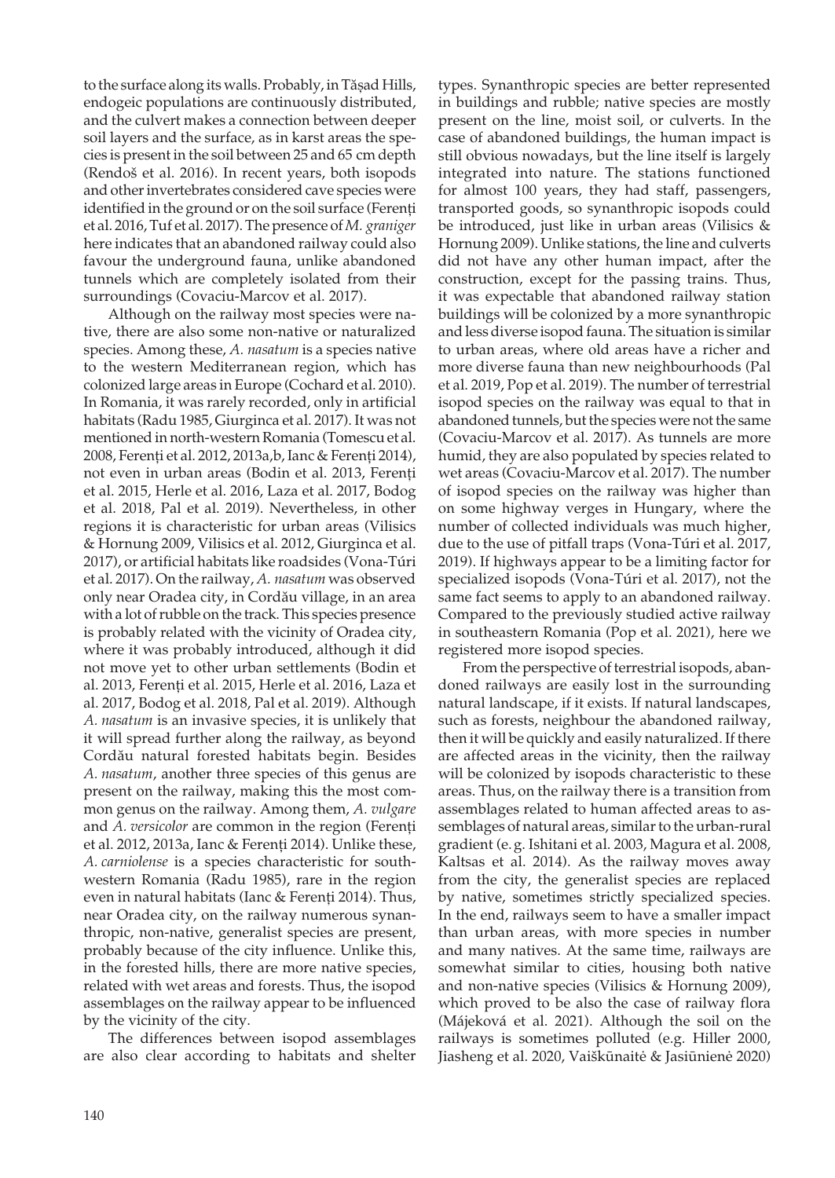to the surface along its walls. Probably, in Tășad Hills, endogeic populations are continuously distributed, and the culvert makes a connection between deeper soil layers and the surface, as in karst areas the species is present in the soil between 25 and 65 cm depth (Rendoš et al. 2016). In recent years, both isopods and other invertebrates considered cave species were identified in the ground or on the soil surface (Ferenți et al. 2016, Tuf et al. 2017). The presence of *M. graniger* here indicates that an abandoned railway could also favour the underground fauna, unlike abandoned tunnels which are completely isolated from their surroundings (Covaciu-Marcov et al. 2017).

Although on the railway most species were native, there are also some non-native or naturalized species. Among these, *A. nasatum* is a species native to the western Mediterranean region, which has colonized large areas in Europe (Cochard et al. 2010). In Romania, it was rarely recorded, only in artificial habitats (Radu 1985, Giurginca et al. 2017). It was not mentioned in north-western Romania (Tomescu et al. 2008, Ferenți et al. 2012, 2013a,b, Ianc & Ferenți 2014), not even in urban areas (Bodin et al. 2013, Ferenți et al. 2015, Herle et al. 2016, Laza et al. 2017, Bodog et al. 2018, Pal et al. 2019). Nevertheless, in other regions it is characteristic for urban areas (Vilisics & Hornung 2009, Vilisics et al. 2012, Giurginca et al. 2017), or artificial habitats like roadsides (Vona-Túri et al. 2017). On the railway, *A. nasatum* was observed only near Oradea city, in Cordău village, in an area with a lot of rubble on the track. This species presence is probably related with the vicinity of Oradea city, where it was probably introduced, although it did not move yet to other urban settlements (Bodin et al. 2013, Ferenți et al. 2015, Herle et al. 2016, Laza et al. 2017, Bodog et al. 2018, Pal et al. 2019). Although *A. nasatum* is an invasive species, it is unlikely that it will spread further along the railway, as beyond Cordău natural forested habitats begin. Besides *A. nasatum*, another three species of this genus are present on the railway, making this the most common genus on the railway. Among them, *A. vulgare* and *A. versicolor* are common in the region (Ferenți et al. 2012, 2013a, Ianc & Ferenți 2014). Unlike these, *A. carniolense* is a species characteristic for southwestern Romania (Radu 1985), rare in the region even in natural habitats (Ianc & Ferenți 2014). Thus, near Oradea city, on the railway numerous synanthropic, non-native, generalist species are present, probably because of the city influence. Unlike this, in the forested hills, there are more native species, related with wet areas and forests. Thus, the isopod assemblages on the railway appear to be influenced by the vicinity of the city.

The differences between isopod assemblages are also clear according to habitats and shelter types. Synanthropic species are better represented in buildings and rubble; native species are mostly present on the line, moist soil, or culverts. In the case of abandoned buildings, the human impact is still obvious nowadays, but the line itself is largely integrated into nature. The stations functioned for almost 100 years, they had staff, passengers, transported goods, so synanthropic isopods could be introduced, just like in urban areas (Vilisics & Hornung 2009). Unlike stations, the line and culverts did not have any other human impact, after the construction, except for the passing trains. Thus, it was expectable that abandoned railway station buildings will be colonized by a more synanthropic and less diverse isopod fauna. The situation is similar to urban areas, where old areas have a richer and more diverse fauna than new neighbourhoods (Pal et al. 2019, Pop et al. 2019). The number of terrestrial isopod species on the railway was equal to that in abandoned tunnels, but the species were not the same (Covaciu-Marcov et al. 2017). As tunnels are more humid, they are also populated by species related to wet areas (Covaciu-Marcov et al. 2017). The number of isopod species on the railway was higher than on some highway verges in Hungary, where the number of collected individuals was much higher, due to the use of pitfall traps (Vona-Túri et al. 2017, 2019). If highways appear to be a limiting factor for specialized isopods (Vona-Túri et al. 2017), not the same fact seems to apply to an abandoned railway. Compared to the previously studied active railway in southeastern Romania (Pop et al. 2021), here we registered more isopod species.

From the perspective of terrestrial isopods, abandoned railways are easily lost in the surrounding natural landscape, if it exists. If natural landscapes, such as forests, neighbour the abandoned railway, then it will be quickly and easily naturalized. If there are affected areas in the vicinity, then the railway will be colonized by isopods characteristic to these areas. Thus, on the railway there is a transition from assemblages related to human affected areas to assemblages of natural areas, similar to the urban-rural gradient (e. g. Ishitani et al. 2003, Magura et al. 2008, Kaltsas et al. 2014). As the railway moves away from the city, the generalist species are replaced by native, sometimes strictly specialized species. In the end, railways seem to have a smaller impact than urban areas, with more species in number and many natives. At the same time, railways are somewhat similar to cities, housing both native and non-native species (Vilisics & Hornung 2009), which proved to be also the case of railway flora (Májeková et al. 2021). Although the soil on the railways is sometimes polluted (e.g. Hiller 2000, Jiasheng et al. 2020, Vaiškūnaitė & Jasiūnienė 2020)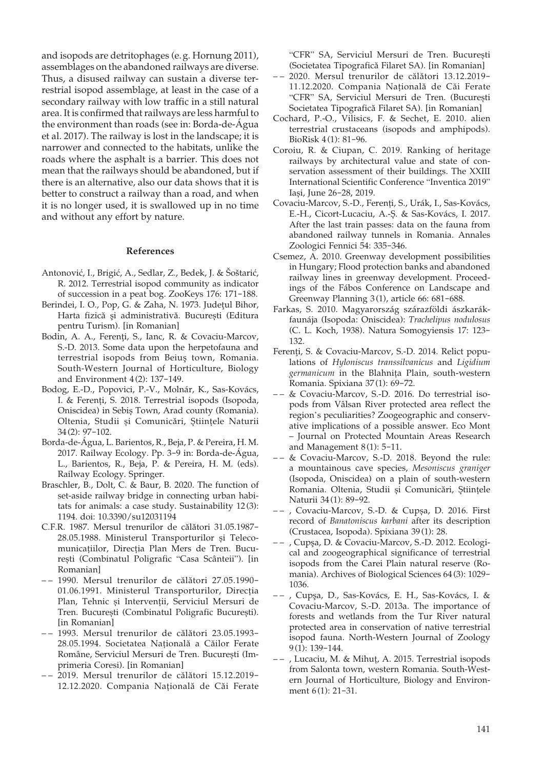and isopods are detritophages (e.g. Hornung 2011), assemblages on the abandoned railways are diverse. Thus, a disused railway can sustain a diverse terrestrial isopod assemblage, at least in the case of a secondary railway with low traffic in a still natural area. It is confirmed that railways are less harmful to the environment than roads (see in: Borda-de-Água et al. 2017). The railway is lost in the landscape; it is narrower and connected to the habitats, unlike the roads where the asphalt is a barrier. This does not mean that the railways should be abandoned, but if there is an alternative, also our data shows that it is better to construct a railway than a road, and when it is no longer used, it is swallowed up in no time and without any effort by nature.

## References

Antonović, I., Brigić, A., Sedlar, Z., Bedek, J. & Šoštarić, R. 2012. Terrestrial isopod community as indicator of succession in a peat bog. ZooKeys 176: 171–188.

Berindei, I. O., Pop, G. & Zaha, N. 1973. Judeţul Bihor, Harta fizică şi administrativă. București (Editura pentru Turism). [in Romanian]

Bodin, A. A., Ferenţi, S., Ianc, R. & Covaciu-Marcov, S.-D. 2013. Some data upon the herpetofauna and terrestrial isopods from Beiuş town, Romania. South-Western Journal of Horticulture, Biology and Environment 4 (2): 137–149.

Bodog, E.-D., Popovici, P.-V., Molnár, K., Sas-Kovács, I. & Ferenți, S. 2018. Terrestrial isopods (Isopoda, Oniscidea) in Sebiș Town, Arad county (Romania). Oltenia, Studii și Comunicări, Științele Naturii 34 (2): 97–102.

Borda-de-Água, L. Barientos, R., Beja, P. & Pereira, H. M. 2017. Railway Ecology. Pp. 3–9 in: Borda-de-Água, L., Barientos, R., Beja, P. & Pereira, H. M. (eds). Railway Ecology. Springer.

Braschler, B., Dolt, C. & Baur, B. 2020. The function of set-aside railway bridge in connecting urban habitats for animals: a case study. Sustainability 12 (3): 1194. doi: 10.3390/su12031194

C.F.R. 1987. Mersul trenurilor de călători 31.05.1987–28.05.1988. Ministerul Transporturilor și Telecomunicațiilor, Direcția Plan Mers de Tren. București (Combinatul Poligrafic "Casa Scânteii"). [in Romanian]

–– 1990. Mersul trenurilor de călători 27.05.1990–01.06.1991. Ministerul Transporturilor, Direcția Plan, Tehnic și Intervenții, Serviciul Mersuri de Tren. București (Combinatul Poligrafic București). [in Romanian]

–– 1993. Mersul trenurilor de călători 23.05.1993–28.05.1994. Societatea Națională a Căilor Ferate Române, Serviciul Mersuri de Tren. București (Imprimeria Coresi). [in Romanian]

–– 2019. Mersul trenurilor de călători 15.12.2019–12.12.2020. Compania Națională de Căi Ferate "CFR" SA, Serviciul Mersuri de Tren. București (Societatea Tipografică Filaret SA). [in Romanian]

–– 2020. Mersul trenurilor de călători 13.12.2019–11.12.2020. Compania Națională de Căi Ferate "CFR" SA, Serviciul Mersuri de Tren. (București Societatea Tipografică Filaret SA). [in Romanian]

Cochard, P.-O., Vilisics, F. & Sechet, E. 2010. alien terrestrial crustaceans (isopods and amphipods). BioRisk 4 (1): 81–96.

Coroiu, R. & Ciupan, C. 2019. Ranking of heritage railways by architectural value and state of conservation assessment of their buildings. The XXIII International Scientific Conference "Inventica 2019" Iași, June 26–28, 2019.

Covaciu-Marcov, S.-D., Ferenți, S., Urák, I., Sas-Kovács, E.-H., Cicort-Lucaciu, A.-Ș. & Sas-Kovács, I. 2017. After the last train passes: data on the fauna from abandoned railway tunnels in Romania. Annales Zoologici Fennici 54: 335–346.

Csemez, A. 2010. Greenway development possibilities in Hungary; Flood protection banks and abandoned railway lines in greenway development. Proceedings of the Fábos Conference on Landscape and Greenway Planning 3 (1), article 66: 681–688.

Farkas, S. 2010. Magyarország szárazföldi ászkarákfaunája (Isopoda: Oniscidea): *Trachelipus nodulosus* (C. L. Koch, 1938). Natura Somogyiensis 17: 123–132.

Ferenți, S. & Covaciu-Marcov, S.-D. 2014. Relict populations of *Hyloniscus transsilvanicus* and *Ligidium germanicum* in the Blahnița Plain, south-western Romania. Spixiana 37 (1): 69–72.

–– & Covaciu-Marcov, S.-D. 2016. Do terrestrial isopods from Vâlsan River protected area reflect the region's peculiarities? Zoogeographic and conservative implications of a possible answer. Eco Mont – Journal on Protected Mountain Areas Research and Management 8 (1): 5–11.

–– & Covaciu-Marcov, S.-D. 2018. Beyond the rule: a mountainous cave species, *Mesoniscus graniger* (Isopoda, Oniscidea) on a plain of south-western Romania. Oltenia, Studii și Comunicări, Științele Naturii 34 (1): 89–92.

––, Covaciu-Marcov, S.-D. & Cupșa, D. 2016. First record of *Banatoniscus karbani* after its description (Crustacea, Isopoda). Spixiana 39 (1): 28.

––, Cupşa, D. & Covaciu-Marcov, S.-D. 2012. Ecological and zoogeographical significance of terrestrial isopods from the Carei Plain natural reserve (Romania). Archives of Biological Sciences 64 (3): 1029–1036.

––, Cupşa, D., Sas-Kovács, E. H., Sas-Kovács, I. & Covaciu-Marcov, S.-D. 2013a. The importance of forests and wetlands from the Tur River natural protected area in conservation of native terrestrial isopod fauna. North-Western Journal of Zoology 9 (1): 139–144.

––, Lucaciu, M. & Mihuț, A. 2015. Terrestrial isopods from Salonta town, western Romania. South-Western Journal of Horticulture, Biology and Environment 6 (1): 21–31.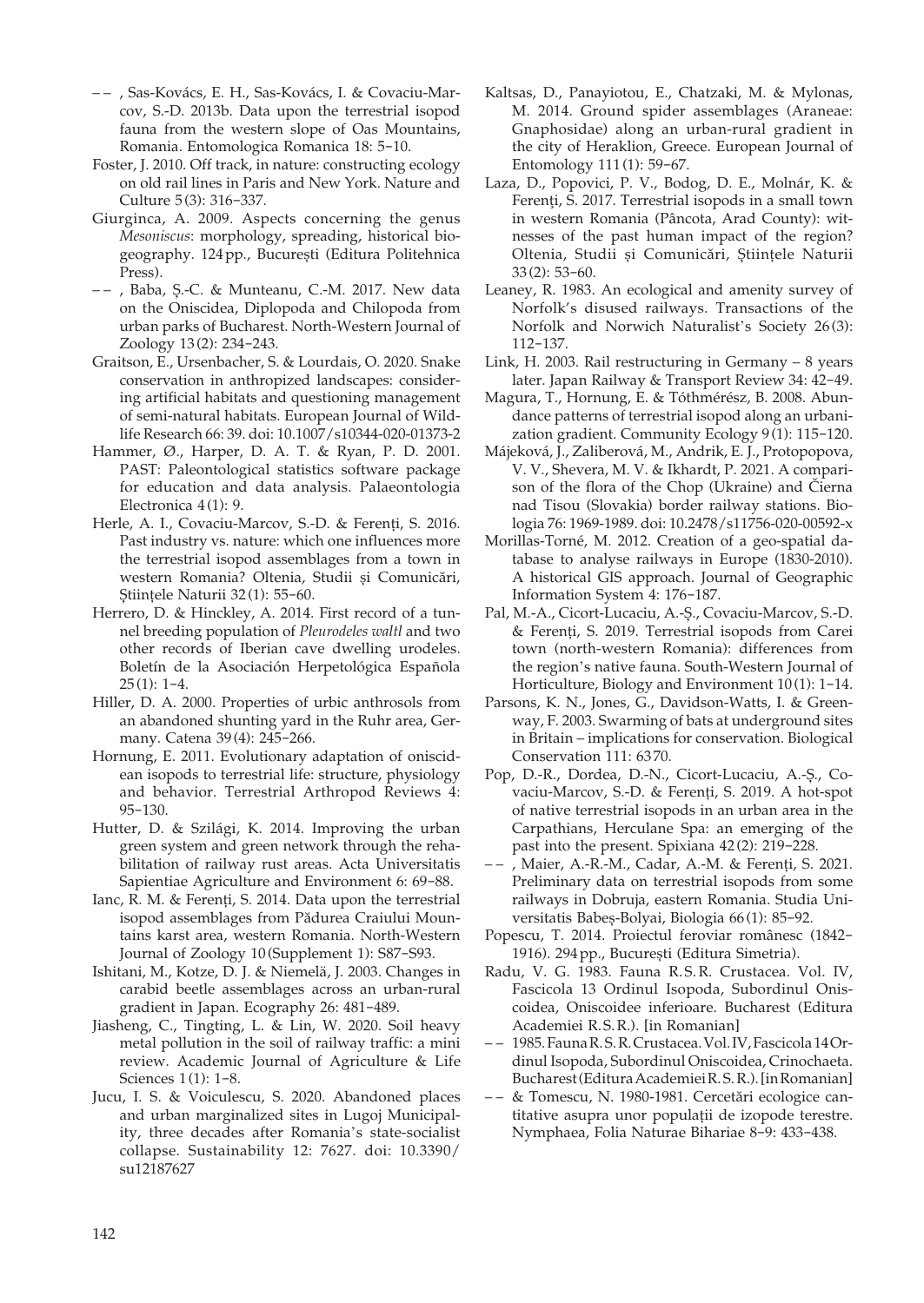– – , Sas-Kovács, E. H., Sas-Kovács, I. & Covaciu-Marcov, S.-D. 2013b. Data upon the terrestrial isopod fauna from the western slope of Oas Mountains, Romania. Entomologica Romanica 18: 5–10.

Foster, J. 2010. Off track, in nature: constructing ecology on old rail lines in Paris and New York. Nature and Culture 5 (3): 316–337.

Giurginca, A. 2009. Aspects concerning the genus *Mesoniscus*: morphology, spreading, historical biogeography. 124 pp., București (Editura Politehnica Press).

– – , Baba, Ș.-C. & Munteanu, C.-M. 2017. New data on the Oniscidea, Diplopoda and Chilopoda from urban parks of Bucharest. North-Western Journal of Zoology 13 (2): 234–243.

Graitson, E., Ursenbacher, S. & Lourdais, O. 2020. Snake conservation in anthropized landscapes: considering artificial habitats and questioning management of semi-natural habitats. European Journal of Wildlife Research 66: 39. doi: 10.1007/s10344-020-01373-2

Hammer, Ø., Harper, D. A. T. & Ryan, P. D. 2001. PAST: Paleontological statistics software package for education and data analysis. Palaeontologia Electronica 4 (1): 9.

Herle, A. I., Covaciu-Marcov, S.-D. & Ferenți, S. 2016. Past industry vs. nature: which one influences more the terrestrial isopod assemblages from a town in western Romania? Oltenia, Studii și Comunicări, Științele Naturii 32 (1): 55–60.

Herrero, D. & Hinckley, A. 2014. First record of a tunnel breeding population of *Pleurodeles waltl* and two other records of Iberian cave dwelling urodeles. Boletín de la Asociación Herpetológica Española 25 (1): 1–4.

Hiller, D. A. 2000. Properties of urbic anthrosols from an abandoned shunting yard in the Ruhr area, Germany. Catena 39 (4): 245–266.

Hornung, E. 2011. Evolutionary adaptation of oniscidean isopods to terrestrial life: structure, physiology and behavior. Terrestrial Arthropod Reviews 4: 95–130.

Hutter, D. & Szilági, K. 2014. Improving the urban green system and green network through the rehabilitation of railway rust areas. Acta Universitatis Sapientiae Agriculture and Environment 6: 69–88.

Ianc, R. M. & Ferenți, S. 2014. Data upon the terrestrial isopod assemblages from Pădurea Craiului Mountains karst area, western Romania. North-Western Journal of Zoology 10 (Supplement 1): S87–S93.

Ishitani, M., Kotze, D. J. & Niemelä, J. 2003. Changes in carabid beetle assemblages across an urban-rural gradient in Japan. Ecography 26: 481–489.

Jiasheng, C., Tingting, L. & Lin, W. 2020. Soil heavy metal pollution in the soil of railway traffic: a mini review. Academic Journal of Agriculture & Life Sciences 1 (1): 1–8.

Jucu, I. S. & Voiculescu, S. 2020. Abandoned places and urban marginalized sites in Lugoj Municipality, three decades after Romania's state-socialist collapse. Sustainability 12: 7627. doi: 10.3390/su12187627

Kaltsas, D., Panayiotou, E., Chatzaki, M. & Mylonas, M. 2014. Ground spider assemblages (Araneae: Gnaphosidae) along an urban-rural gradient in the city of Heraklion, Greece. European Journal of Entomology 111 (1): 59–67.

Laza, D., Popovici, P. V., Bodog, D. E., Molnár, K. & Ferenți, S. 2017. Terrestrial isopods in a small town in western Romania (Pâncota, Arad County): witnesses of the past human impact of the region? Oltenia, Studii și Comunicări, Științele Naturii 33 (2): 53–60.

Leaney, R. 1983. An ecological and amenity survey of Norfolk's disused railways. Transactions of the Norfolk and Norwich Naturalist's Society 26 (3): 112–137.

Link, H. 2003. Rail restructuring in Germany – 8 years later. Japan Railway & Transport Review 34: 42–49.

Magura, T., Hornung, E. & Tóthmérész, B. 2008. Abundance patterns of terrestrial isopod along an urbanization gradient. Community Ecology 9 (1): 115–120.

Májeková, J., Zaliberová, M., Andrik, E. J., Protopopova, V. V., Shevera, M. V. & Ikhardt, P. 2021. A comparison of the flora of the Chop (Ukraine) and Čierna nad Tisou (Slovakia) border railway stations. Biologia 76: 1969-1989. doi: 10.2478/s11756-020-00592-x

Morillas-Torné, M. 2012. Creation of a geo-spatial database to analyse railways in Europe (1830-2010). A historical GIS approach. Journal of Geographic Information System 4: 176–187.

Pal, M.-A., Cicort-Lucaciu, A.-Ș., Covaciu-Marcov, S.-D. & Ferenți, S. 2019. Terrestrial isopods from Carei town (north-western Romania): differences from the region's native fauna. South-Western Journal of Horticulture, Biology and Environment 10 (1): 1–14.

Parsons, K. N., Jones, G., Davidson-Watts, I. & Greenway, F. 2003. Swarming of bats at underground sites in Britain – implications for conservation. Biological Conservation 111: 63 70.

Pop, D.-R., Dordea, D.-N., Cicort-Lucaciu, A.-Ș., Covaciu-Marcov, S.-D. & Ferenți, S. 2019. A hot-spot of native terrestrial isopods in an urban area in the Carpathians, Herculane Spa: an emerging of the past into the present. Spixiana 42 (2): 219–228.

– – , Maier, A.-R.-M., Cadar, A.-M. & Ferenți, S. 2021. Preliminary data on terrestrial isopods from some railways in Dobruja, eastern Romania. Studia Universitatis Babeș-Bolyai, Biologia 66 (1): 85–92.

Popescu, T. 2014. Proiectul feroviar românesc (1842–1916). 294 pp., București (Editura Simetria).

Radu, V. G. 1983. Fauna R. S. R. Crustacea. Vol. IV, Fascicola 13 Ordinul Isopoda, Subordinul Oniscoidea, Oniscoidee inferioare. Bucharest (Editura Academiei R. S. R.). [in Romanian]

– – 1985. Fauna R. S. R. Crustacea. Vol. IV, Fascicola 14 Ordinul Isopoda, Subordinul Oniscoidea, Crinochaeta. Bucharest (Editura Academiei R. S. R.). [in Romanian]

– – & Tomescu, N. 1980-1981. Cercetări ecologice cantitative asupra unor populații de izopode terestre. Nymphaea, Folia Naturae Bihariae 8–9: 433–438.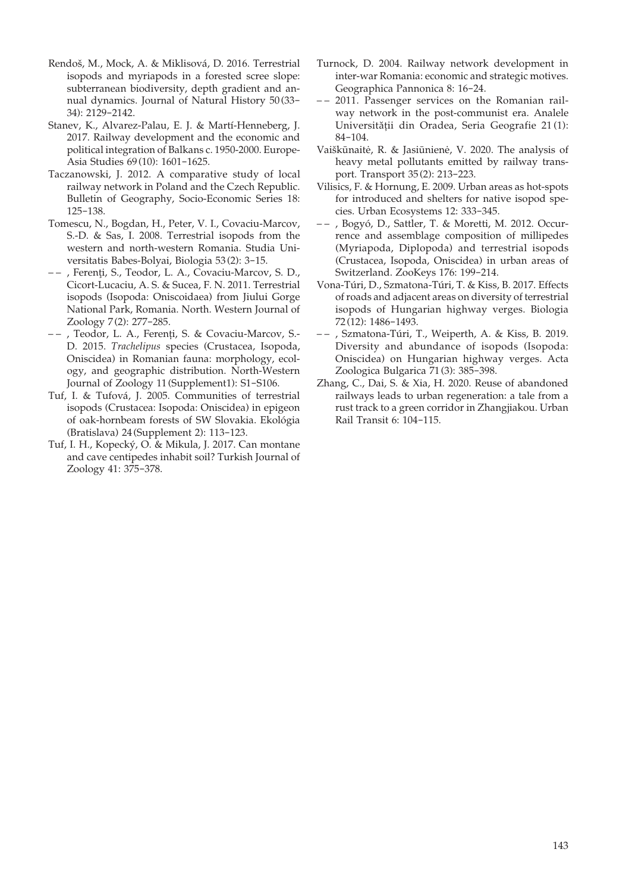Rendoš, M., Mock, A. & Miklisová, D. 2016. Terrestrial isopods and myriapods in a forested scree slope: subterranean biodiversity, depth gradient and annual dynamics. Journal of Natural History 50 (33–34): 2129–2142.

Stanev, K., Alvarez-Palau, E. J. & Martí-Henneberg, J. 2017. Railway development and the economic and political integration of Balkans c. 1950-2000. Europe-Asia Studies 69 (10): 1601–1625.

Taczanowski, J. 2012. A comparative study of local railway network in Poland and the Czech Republic. Bulletin of Geography, Socio-Economic Series 18: 125–138.

Tomescu, N., Bogdan, H., Peter, V. I., Covaciu-Marcov, S.-D. & Sas, I. 2008. Terrestrial isopods from the western and north-western Romania. Studia Universitatis Babes-Bolyai, Biologia 53 (2): 3–15.

– – , Ferenţi, S., Teodor, L. A., Covaciu-Marcov, S. D., Cicort-Lucaciu, A. S. & Sucea, F. N. 2011. Terrestrial isopods (Isopoda: Oniscoidaea) from Jiului Gorge National Park, Romania. North. Western Journal of Zoology 7 (2): 277–285.

– – , Teodor, L. A., Ferenţi, S. & Covaciu-Marcov, S.-D. 2015. *Trachelipus* species (Crustacea, Isopoda, Oniscidea) in Romanian fauna: morphology, ecology, and geographic distribution. North-Western Journal of Zoology 11 (Supplement1): S1–S106.

Tuf, I. & Tufová, J. 2005. Communities of terrestrial isopods (Crustacea: Isopoda: Oniscidea) in epigeon of oak-hornbeam forests of SW Slovakia. Ekológia (Bratislava) 24 (Supplement 2): 113–123.

Tuf, I. H., Kopecký, O. & Mikula, J. 2017. Can montane and cave centipedes inhabit soil? Turkish Journal of Zoology 41: 375–378.

Turnock, D. 2004. Railway network development in inter-war Romania: economic and strategic motives. Geographica Pannonica 8: 16–24.

– – 2011. Passenger services on the Romanian railway network in the post-communist era. Analele Universităţii din Oradea, Seria Geografie 21 (1): 84–104.

Vaiškūnaitė, R. & Jasiūnienė, V. 2020. The analysis of heavy metal pollutants emitted by railway transport. Transport 35 (2): 213–223.

Vilisics, F. & Hornung, E. 2009. Urban areas as hot-spots for introduced and shelters for native isopod species. Urban Ecosystems 12: 333–345.

– – , Bogyó, D., Sattler, T. & Moretti, M. 2012. Occurrence and assemblage composition of millipedes (Myriapoda, Diplopoda) and terrestrial isopods (Crustacea, Isopoda, Oniscidea) in urban areas of Switzerland. ZooKeys 176: 199–214.

Vona-Túri, D., Szmatona-Túri, T. & Kiss, B. 2017. Effects of roads and adjacent areas on diversity of terrestrial isopods of Hungarian highway verges. Biologia 72 (12): 1486–1493.

– – , Szmatona-Túri, T., Weiperth, A. & Kiss, B. 2019. Diversity and abundance of isopods (Isopoda: Oniscidea) on Hungarian highway verges. Acta Zoologica Bulgarica 71 (3): 385–398.

Zhang, C., Dai, S. & Xia, H. 2020. Reuse of abandoned railways leads to urban regeneration: a tale from a rust track to a green corridor in Zhangjiakou. Urban Rail Transit 6: 104–115.